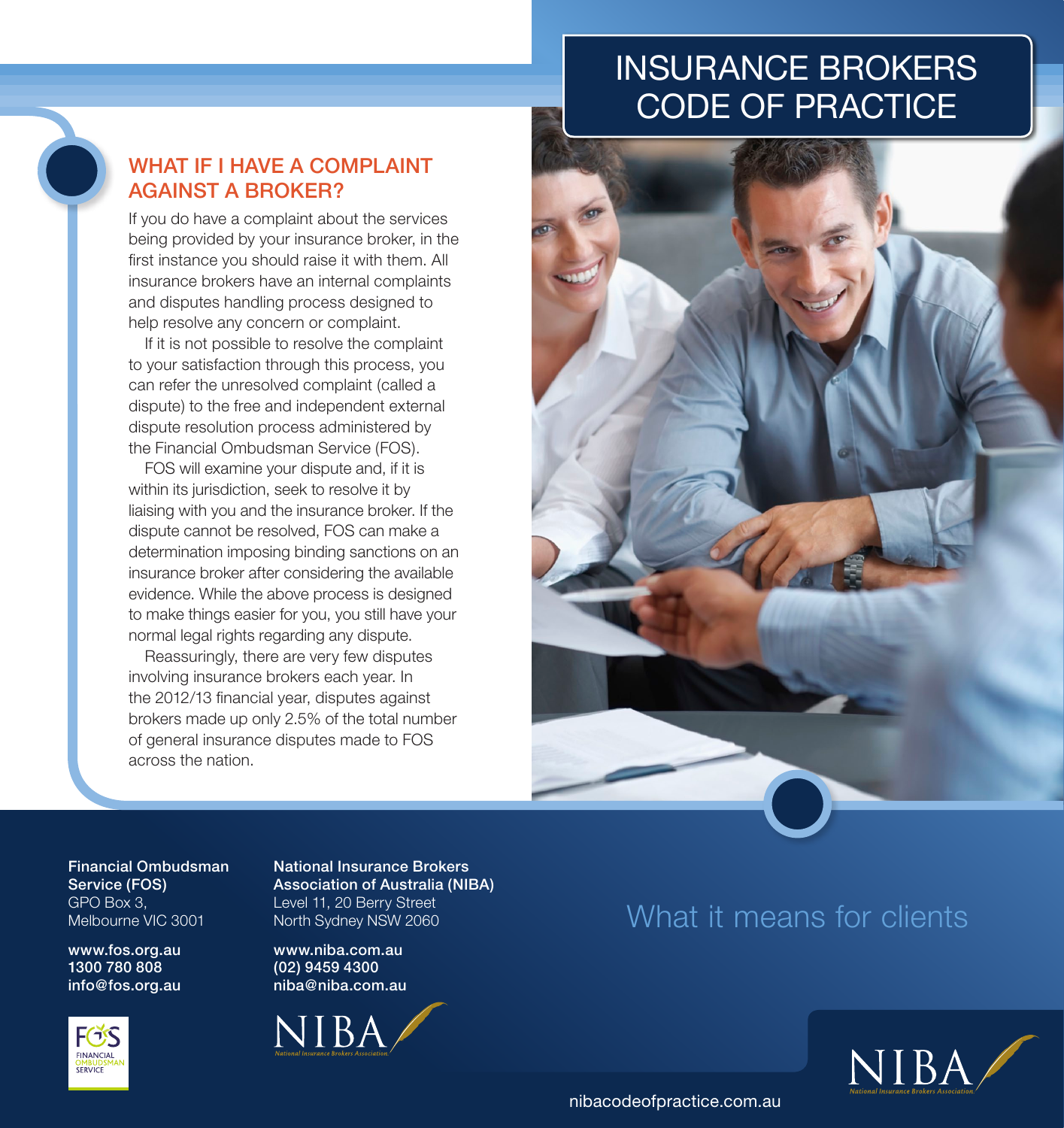# INSURANCE BROKERS CODE OF PRACTICE

## WHAT IF I HAVE A COMPLAINT AGAINST A BROKER?

If you do have a complaint about the services being provided by your insurance broker, in the first instance you should raise it with them. All insurance brokers have an internal complaints and disputes handling process designed to help resolve any concern or complaint.

If it is not possible to resolve the complaint to your satisfaction through this process, you can refer the unresolved complaint (called a dispute) to the free and independent external dispute resolution process administered by the Financial Ombudsman Service (FOS).

FOS will examine your dispute and, if it is within its jurisdiction, seek to resolve it by liaising with you and the insurance broker. If the dispute cannot be resolved, FOS can make a determination imposing binding sanctions on an insurance broker after considering the available evidence. While the above process is designed to make things easier for you, you still have your normal legal rights regarding any dispute.

Reassuringly, there are very few disputes involving insurance brokers each year. In the 2012/13 financial year, disputes against brokers made up only 2.5% of the total number of general insurance disputes made to FOS across the nation.

**Financial Ombudsman Service (FOS)**
GPO Box 3,
Melbourne VIC 3001

**www.fos.org.au**
**1300 780 808**
**info@fos.org.au**

**National Insurance Brokers Association of Australia (NIBA)**
Level 11, 20 Berry Street
North Sydney NSW 2060

**www.niba.com.au**
**(02) 9459 4300**
**niba@niba.com.au**

What it means for clients

nibacodeofpractice.com.au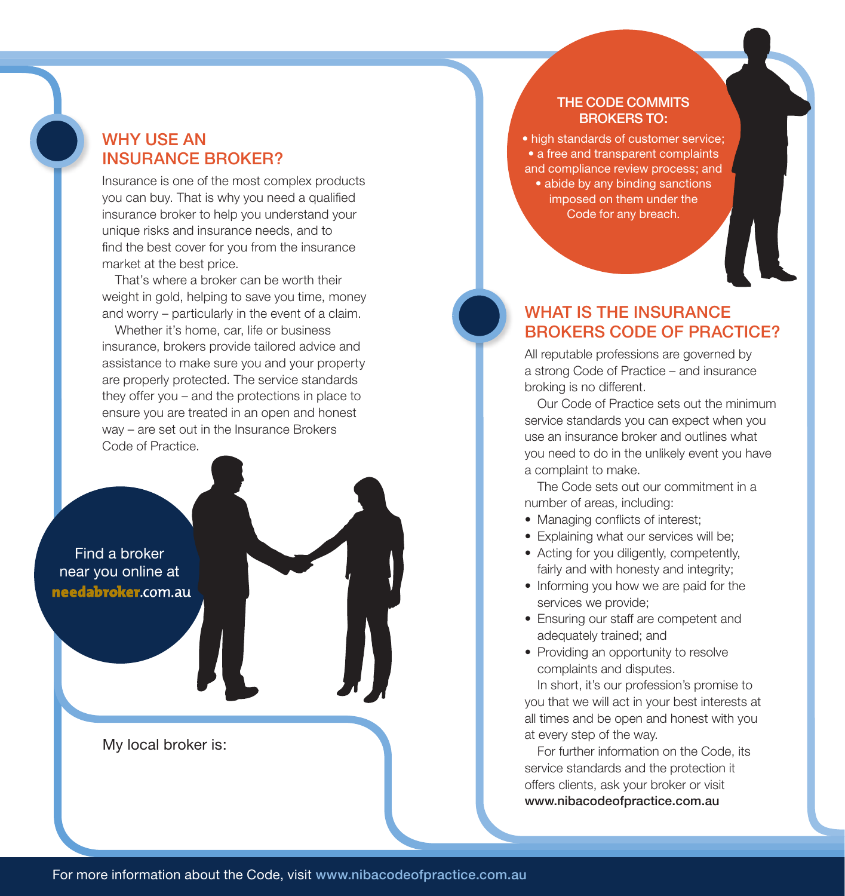## WHY USE AN INSURANCE BROKER?

Insurance is one of the most complex products you can buy. That is why you need a qualified insurance broker to help you understand your unique risks and insurance needs, and to find the best cover for you from the insurance market at the best price.

That's where a broker can be worth their weight in gold, helping to save you time, money and worry – particularly in the event of a claim.

Whether it's home, car, life or business insurance, brokers provide tailored advice and assistance to make sure you and your property are properly protected. The service standards they offer you – and the protections in place to ensure you are treated in an open and honest way – are set out in the Insurance Brokers Code of Practice.

Find a broker near you online at needabroker.com.au

My local broker is:

**THE CODE COMMITS BROKERS TO:**

- high standards of customer service;
- a free and transparent complaints and compliance review process; and
- abide by any binding sanctions imposed on them under the Code for any breach.

## WHAT IS THE INSURANCE BROKERS CODE OF PRACTICE?

All reputable professions are governed by a strong Code of Practice – and insurance broking is no different.

Our Code of Practice sets out the minimum service standards you can expect when you use an insurance broker and outlines what you need to do in the unlikely event you have a complaint to make.

The Code sets out our commitment in a number of areas, including:

- Managing conflicts of interest;
- Explaining what our services will be;
- Acting for you diligently, competently, fairly and with honesty and integrity;
- Informing you how we are paid for the services we provide;
- Ensuring our staff are competent and adequately trained; and
- Providing an opportunity to resolve complaints and disputes.

In short, it's our profession's promise to you that we will act in your best interests at all times and be open and honest with you at every step of the way.

For further information on the Code, its service standards and the protection it offers clients, ask your broker or visit **www.nibacodeofpractice.com.au**

For more information about the Code, visit www.nibacodeofpractice.com.au